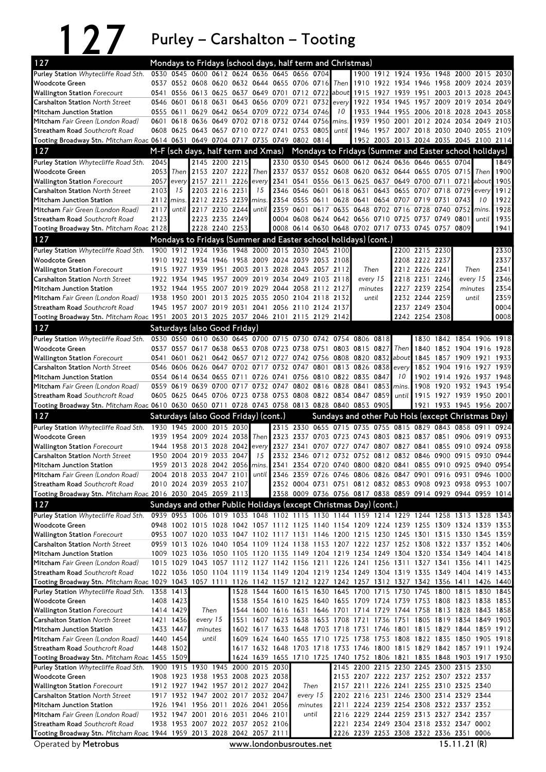# 127 Purley – Carshalton – Tooting

## Mondays to Fridays (school days, half term and Christmas)

| 127 | | | | | | | | | | | | | | | | | |
|---|---|---|---|---|---|---|---|---|---|---|---|---|---|---|---|---|---|
| Purley Station *Whytecliffe Road Sth.* | 0530 | 0545 | 0600 | 0612 | 0624 | 0636 | 0645 | 0656 | 0704 | | 1900 | 1912 | 1924 | 1936 | 1948 | 2000 | 2015 | 2030 |
| Woodcote Green | 0537 | 0552 | 0608 | 0620 | 0632 | 0644 | 0655 | 0706 | 0716 | *Then* | 1910 | 1922 | 1934 | 1946 | 1958 | 2009 | 2024 | 2039 |
| Wallington Station *Forecourt* | 0541 | 0556 | 0613 | 0625 | 0637 | 0649 | 0701 | 0712 | 0722 | *about* | 1915 | 1927 | 1939 | 1951 | 2003 | 2013 | 2028 | 2043 |
| Carshalton Station *North Street* | 0546 | 0601 | 0618 | 0631 | 0643 | 0656 | 0709 | 0721 | 0732 | *every* | 1922 | 1934 | 1945 | 1957 | 2009 | 2019 | 2034 | 2049 |
| Mitcham Junction Station | 0555 | 0611 | 0629 | 0642 | 0654 | 0709 | 0722 | 0734 | 0746 | *10* | 1933 | 1944 | 1955 | 2006 | 2018 | 2028 | 2043 | 2058 |
| Mitcham *Fair Green (London Road)* | 0601 | 0618 | 0636 | 0649 | 0702 | 0718 | 0732 | 0744 | 0756 | *mins.* | 1939 | 1950 | 2001 | 2012 | 2024 | 2034 | 2049 | 2103 |
| Streatham Road *Southcroft Road* | 0608 | 0625 | 0643 | 0657 | 0710 | 0727 | 0741 | 0753 | 0805 | *until* | 1946 | 1957 | 2007 | 2018 | 2030 | 2040 | 2055 | 2109 |
| Tooting Broadway Stn. *Mitcham Road* | 0614 | 0631 | 0649 | 0704 | 0717 | 0735 | 0749 | 0802 | 0814 | | 1952 | 2003 | 2013 | 2024 | 2035 | 2045 | 2100 | 2114 |

## M-F (sch days, half term and Xmas) / Mondays to Fridays (Summer and Easter school holidays)

| 127 | | | | | | | | | | | | | | | | | | | | | |
|---|---|---|---|---|---|---|---|---|---|---|---|---|---|---|---|---|---|---|---|---|---|
| Purley Station *Whytecliffe Road Sth.* | 2045 | | 2145 | 2200 | 2215 | | 2330 | 0530 | 0545 | 0600 | 0612 | 0624 | 0636 | 0646 | 0655 | 0704 | | 1849 |
| Woodcote Green | 2053 | *Then* | 2153 | 2207 | 2222 | *Then* | 2337 | 0537 | 0552 | 0608 | 0620 | 0632 | 0644 | 0655 | 0705 | 0715 | *Then* | 1900 |
| Wallington Station *Forecourt* | 2057 | *every* | 2157 | 2211 | 2226 | *every* | 2341 | 0541 | 0556 | 0613 | 0625 | 0637 | 0649 | 0700 | 0711 | 0721 | *about* | 1905 |
| Carshalton Station *North Street* | 2103 | *15* | 2203 | 2216 | 2231 | *15* | 2346 | 0546 | 0601 | 0618 | 0631 | 0643 | 0655 | 0707 | 0718 | 0729 | *every* | 1912 |
| Mitcham Junction Station | 2112 | *mins.* | 2212 | 2225 | 2239 | *mins.* | 2354 | 0555 | 0611 | 0628 | 0641 | 0654 | 0707 | 0719 | 0731 | 0743 | *10* | 1922 |
| Mitcham *Fair Green (London Road)* | 2117 | *until* | 2217 | 2230 | 2244 | *until* | 2359 | 0601 | 0617 | 0635 | 0648 | 0702 | 0716 | 0728 | 0740 | 0752 | *mins.* | 1928 |
| Streatham Road *Southcroft Road* | 2123 | | 2223 | 2235 | 2249 | | 0004 | 0608 | 0624 | 0642 | 0656 | 0710 | 0725 | 0737 | 0749 | 0801 | *until* | 1935 |
| Tooting Broadway Stn. *Mitcham Road* | 2128 | | 2228 | 2240 | 2253 | | 0008 | 0614 | 0630 | 0648 | 0702 | 0717 | 0733 | 0745 | 0757 | 0809 | | 1941 |

## Mondays to Fridays (Summer and Easter school holidays) (cont.)

| 127 | | | | | | | | | | | | | | | | | |
|---|---|---|---|---|---|---|---|---|---|---|---|---|---|---|---|---|---|
| Purley Station *Whytecliffe Road Sth.* | 1900 | 1912 | 1924 | 1936 | 1948 | 2000 | 2015 | 2030 | 2045 | 2100 | | 2200 | 2215 | 2230 | | 2330 |
| Woodcote Green | 1910 | 1922 | 1934 | 1946 | 1958 | 2009 | 2024 | 2039 | 2053 | 2108 | *Then* | 2208 | 2222 | 2237 | *Then* | 2337 |
| Wallington Station *Forecourt* | 1915 | 1927 | 1939 | 1951 | 2003 | 2013 | 2028 | 2043 | 2057 | 2112 | *every 15* | 2212 | 2226 | 2241 | *every 15* | 2341 |
| Carshalton Station *North Street* | 1922 | 1934 | 1945 | 1957 | 2009 | 2019 | 2034 | 2049 | 2103 | 2118 | *minutes* | 2218 | 2231 | 2246 | *minutes* | 2346 |
| Mitcham Junction Station | 1932 | 1944 | 1955 | 2007 | 2019 | 2029 | 2044 | 2058 | 2112 | 2127 | *until* | 2227 | 2239 | 2254 | *until* | 2354 |
| Mitcham *Fair Green (London Road)* | 1938 | 1950 | 2001 | 2013 | 2025 | 2035 | 2050 | 2104 | 2118 | 2132 | | 2232 | 2244 | 2259 | | 2359 |
| Streatham Road *Southcroft Road* | 1945 | 1957 | 2007 | 2019 | 2031 | 2041 | 2056 | 2110 | 2124 | 2137 | | 2237 | 2249 | 2304 | | 0004 |
| Tooting Broadway Stn. *Mitcham Road* | 1951 | 2003 | 2013 | 2025 | 2037 | 2046 | 2101 | 2115 | 2129 | 2142 | | 2242 | 2254 | 2308 | | 0008 |

## Saturdays (also Good Friday)

| 127 | | | | | | | | | | | | | | | | | | |
|---|---|---|---|---|---|---|---|---|---|---|---|---|---|---|---|---|---|---|
| Purley Station *Whytecliffe Road Sth.* | 0530 | 0550 | 0610 | 0630 | 0645 | 0700 | 0715 | 0730 | 0742 | 0754 | 0806 | 0818 | | 1830 | 1842 | 1854 | 1906 | 1918 |
| Woodcote Green | 0537 | 0557 | 0617 | 0638 | 0653 | 0708 | 0723 | 0738 | 0751 | 0803 | 0815 | 0827 | *Then* | 1840 | 1852 | 1904 | 1916 | 1928 |
| Wallington Station *Forecourt* | 0541 | 0601 | 0621 | 0642 | 0657 | 0712 | 0727 | 0742 | 0756 | 0808 | 0820 | 0832 | *about* | 1845 | 1857 | 1909 | 1921 | 1933 |
| Carshalton Station *North Street* | 0546 | 0606 | 0626 | 0647 | 0702 | 0717 | 0732 | 0747 | 0801 | 0813 | 0826 | 0838 | *every* | 1852 | 1904 | 1916 | 1927 | 1939 |
| Mitcham Junction Station | 0554 | 0614 | 0634 | 0655 | 0711 | 0726 | 0741 | 0756 | 0810 | 0822 | 0835 | 0847 | *10* | 1902 | 1914 | 1926 | 1937 | 1948 |
| Mitcham *Fair Green (London Road)* | 0559 | 0619 | 0639 | 0700 | 0717 | 0732 | 0747 | 0802 | 0816 | 0828 | 0841 | 0853 | *mins.* | 1908 | 1920 | 1932 | 1943 | 1954 |
| Streatham Road *Southcroft Road* | 0605 | 0625 | 0645 | 0706 | 0723 | 0738 | 0753 | 0808 | 0822 | 0834 | 0847 | 0859 | *until* | 1915 | 1927 | 1939 | 1950 | 2001 |
| Tooting Broadway Stn. *Mitcham Road* | 0610 | 0630 | 0650 | 0711 | 0728 | 0743 | 0758 | 0813 | 0828 | 0840 | 0853 | 0905 | | 1921 | 1933 | 1945 | 1956 | 2007 |

## Saturdays (also Good Friday) (cont.) / Sundays and other Pub Hols (except Christmas Day)

| 127 | | | | | | | | | | | | | | | | | | |
|---|---|---|---|---|---|---|---|---|---|---|---|---|---|---|---|---|---|---|
| Purley Station *Whytecliffe Road Sth.* | 1930 | 1945 | 2000 | 2015 | 2030 | | 2315 | 2330 | 0655 | 0715 | 0735 | 0755 | 0815 | 0829 | 0843 | 0858 | 0911 | 0924 |
| Woodcote Green | 1939 | 1954 | 2009 | 2024 | 2038 | *Then* | 2323 | 2337 | 0703 | 0723 | 0743 | 0803 | 0823 | 0837 | 0851 | 0906 | 0919 | 0933 |
| Wallington Station *Forecourt* | 1944 | 1958 | 2013 | 2028 | 2042 | *every* | 2327 | 2341 | 0707 | 0727 | 0747 | 0807 | 0827 | 0841 | 0855 | 0910 | 0924 | 0938 |
| Carshalton Station *North Street* | 1950 | 2004 | 2019 | 2033 | 2047 | *15* | 2332 | 2346 | 0712 | 0732 | 0752 | 0812 | 0832 | 0846 | 0900 | 0915 | 0930 | 0944 |
| Mitcham Junction Station | 1959 | 2013 | 2028 | 2042 | 2056 | *mins.* | 2341 | 2354 | 0720 | 0740 | 0800 | 0820 | 0841 | 0855 | 0910 | 0925 | 0940 | 0954 |
| Mitcham *Fair Green (London Road)* | 2004 | 2018 | 2033 | 2047 | 2101 | *until* | 2346 | 2359 | 0726 | 0746 | 0806 | 0826 | 0847 | 0901 | 0916 | 0931 | 0946 | 1000 |
| Streatham Road *Southcroft Road* | 2010 | 2024 | 2039 | 2053 | 2107 | | 2352 | 0004 | 0731 | 0751 | 0812 | 0832 | 0853 | 0908 | 0923 | 0938 | 0953 | 1007 |
| Tooting Broadway Stn. *Mitcham Road* | 2016 | 2030 | 2045 | 2059 | 2113 | | 2358 | 0009 | 0736 | 0756 | 0817 | 0838 | 0859 | 0914 | 0929 | 0944 | 0959 | 1014 |

## Sundays and other Public Holidays (except Christmas Day) (cont.)

| 127 | | | | | | | | | | | | | | | | | | |
|---|---|---|---|---|---|---|---|---|---|---|---|---|---|---|---|---|---|---|
| Purley Station *Whytecliffe Road Sth.* | 0939 | 0953 | 1006 | 1019 | 1033 | 1048 | 1102 | 1115 | 1130 | 1144 | 1159 | 1214 | 1229 | 1244 | 1258 | 1313 | 1328 | 1343 |
| Woodcote Green | 0948 | 1002 | 1015 | 1028 | 1042 | 1057 | 1112 | 1125 | 1140 | 1154 | 1209 | 1224 | 1239 | 1255 | 1309 | 1324 | 1339 | 1353 |
| Wallington Station *Forecourt* | 0953 | 1007 | 1020 | 1033 | 1047 | 1102 | 1117 | 1131 | 1146 | 1200 | 1215 | 1230 | 1245 | 1301 | 1315 | 1330 | 1345 | 1359 |
| Carshalton Station *North Street* | 0959 | 1013 | 1026 | 1040 | 1054 | 1109 | 1124 | 1138 | 1153 | 1207 | 1222 | 1237 | 1252 | 1308 | 1322 | 1337 | 1352 | 1406 |
| Mitcham Junction Station | 1009 | 1023 | 1036 | 1050 | 1105 | 1120 | 1135 | 1149 | 1204 | 1219 | 1234 | 1249 | 1304 | 1320 | 1334 | 1349 | 1404 | 1418 |
| Mitcham *Fair Green (London Road)* | 1015 | 1029 | 1043 | 1057 | 1112 | 1127 | 1142 | 1156 | 1211 | 1226 | 1241 | 1256 | 1311 | 1327 | 1341 | 1356 | 1411 | 1425 |
| Streatham Road *Southcroft Road* | 1022 | 1036 | 1050 | 1104 | 1119 | 1134 | 1149 | 1204 | 1219 | 1234 | 1249 | 1304 | 1319 | 1335 | 1349 | 1404 | 1419 | 1433 |
| Tooting Broadway Stn. *Mitcham Road* | 1029 | 1043 | 1057 | 1111 | 1126 | 1142 | 1157 | 1212 | 1227 | 1242 | 1257 | 1312 | 1327 | 1342 | 1356 | 1411 | 1426 | 1440 |

| 127 | | | | | | | | | | | | | | | | |
|---|---|---|---|---|---|---|---|---|---|---|---|---|---|---|---|---|
| Purley Station *Whytecliffe Road Sth.* | 1358 | 1413 | | 1528 | 1544 | 1600 | 1615 | 1630 | 1645 | 1700 | 1715 | 1730 | 1745 | 1800 | 1815 | 1830 | 1845 |
| Woodcote Green | 1408 | 1423 | *Then* | 1538 | 1554 | 1610 | 1625 | 1640 | 1655 | 1709 | 1724 | 1739 | 1753 | 1808 | 1823 | 1838 | 1853 |
| Wallington Station *Forecourt* | 1414 | 1429 | *every 15* | 1544 | 1600 | 1616 | 1631 | 1646 | 1701 | 1714 | 1729 | 1744 | 1758 | 1813 | 1828 | 1843 | 1858 |
| Carshalton Station *North Street* | 1421 | 1436 | *minutes* | 1551 | 1607 | 1623 | 1638 | 1653 | 1708 | 1721 | 1736 | 1751 | 1805 | 1819 | 1834 | 1849 | 1903 |
| Mitcham Junction Station | 1433 | 1447 | *until* | 1602 | 1617 | 1633 | 1648 | 1703 | 1718 | 1731 | 1746 | 1801 | 1815 | 1829 | 1844 | 1859 | 1912 |
| Mitcham *Fair Green (London Road)* | 1440 | 1454 | | 1609 | 1624 | 1640 | 1655 | 1710 | 1725 | 1738 | 1753 | 1808 | 1822 | 1835 | 1850 | 1905 | 1918 |
| Streatham Road *Southcroft Road* | 1448 | 1502 | | 1617 | 1632 | 1648 | 1703 | 1718 | 1733 | 1746 | 1800 | 1815 | 1829 | 1842 | 1857 | 1911 | 1924 |
| Tooting Broadway Stn. *Mitcham Road* | 1455 | 1509 | | 1624 | 1639 | 1655 | 1710 | 1725 | 1740 | 1752 | 1806 | 1821 | 1835 | 1848 | 1903 | 1917 | 1930 |

| 127 | | | | | | | | | | | | | | | | |
|---|---|---|---|---|---|---|---|---|---|---|---|---|---|---|---|---|
| Purley Station *Whytecliffe Road Sth.* | 1900 | 1915 | 1930 | 1945 | 2000 | 2015 | 2030 | | 2145 | 2200 | 2215 | 2230 | 2245 | 2300 | 2315 | 2330 |
| Woodcote Green | 1908 | 1923 | 1938 | 1953 | 2008 | 2023 | 2038 | *Then* | 2153 | 2207 | 2222 | 2237 | 2252 | 2307 | 2322 | 2337 |
| Wallington Station *Forecourt* | 1912 | 1927 | 1942 | 1957 | 2012 | 2027 | 2042 | *every 15* | 2157 | 2211 | 2226 | 2241 | 2255 | 2310 | 2325 | 2340 |
| Carshalton Station *North Street* | 1917 | 1932 | 1947 | 2002 | 2017 | 2032 | 2047 | *minutes* | 2202 | 2216 | 2231 | 2246 | 2300 | 2314 | 2329 | 2344 |
| Mitcham Junction Station | 1926 | 1941 | 1956 | 2011 | 2026 | 2041 | 2056 | *until* | 2211 | 2224 | 2239 | 2254 | 2308 | 2322 | 2337 | 2352 |
| Mitcham *Fair Green (London Road)* | 1932 | 1947 | 2001 | 2016 | 2031 | 2046 | 2101 | | 2216 | 2229 | 2244 | 2259 | 2313 | 2327 | 2342 | 2357 |
| Streatham Road *Southcroft Road* | 1938 | 1953 | 2007 | 2022 | 2037 | 2052 | 2106 | | 2221 | 2234 | 2249 | 2304 | 2318 | 2332 | 2347 | 0002 |
| Tooting Broadway Stn. *Mitcham Road* | 1944 | 1959 | 2013 | 2028 | 2042 | 2057 | 2111 | | 2226 | 2239 | 2253 | 2308 | 2322 | 2336 | 2351 | 0006 |

Operated by **Metrobus** www.londonbusroutes.net 15.11.21 (R)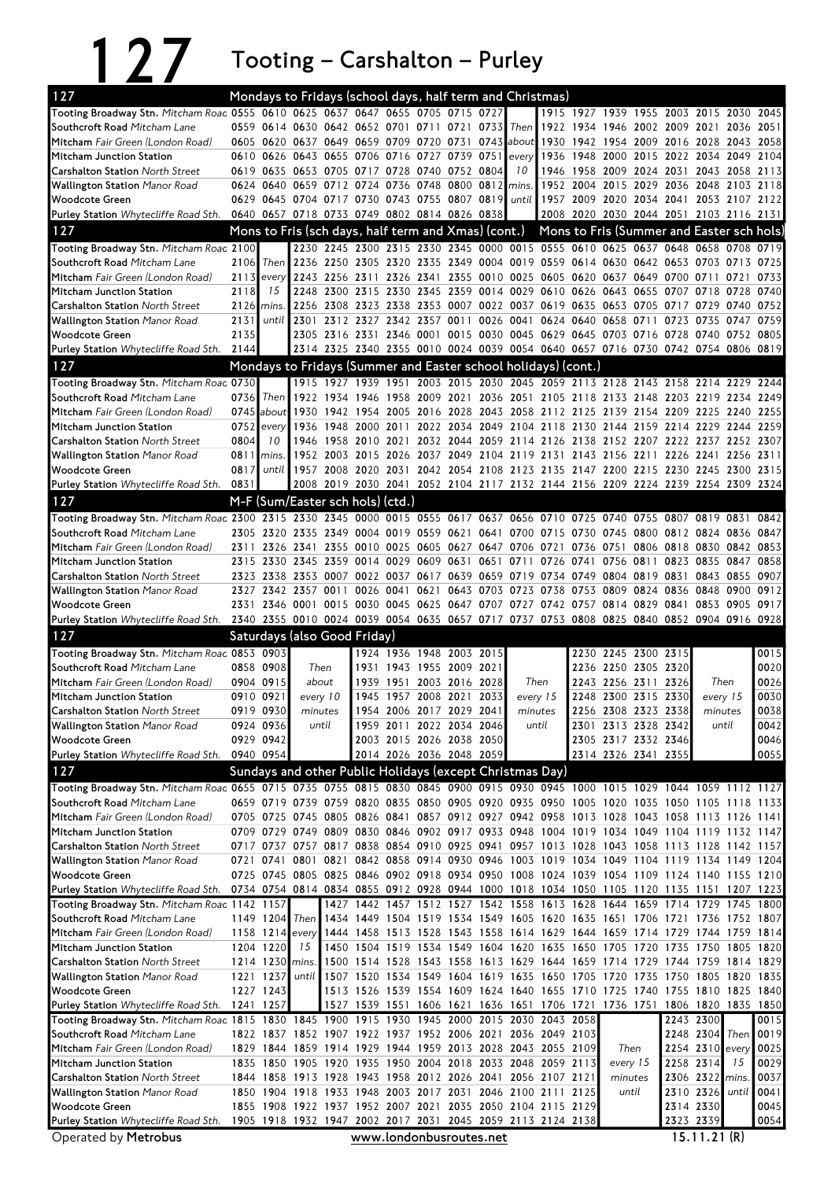# 127 Tooting – Carshalton – Purley

## Mondays to Fridays (school days, half term and Christmas)

| 127 | | | | | | | | | | | | | | | | | | |
|---|---|---|---|---|---|---|---|---|---|---|---|---|---|---|---|---|---|---|
| Tooting Broadway Stn. *Mitcham Road* | 0555 | 0610 | 0625 | 0637 | 0647 | 0655 | 0705 | 0715 | 0727 | | 1915 | 1927 | 1939 | 1955 | 2003 | 2015 | 2030 | 2045 |
| Southcroft Road *Mitcham Lane* | 0559 | 0614 | 0630 | 0642 | 0652 | 0701 | 0711 | 0721 | 0733 | Then | 1922 | 1934 | 1946 | 2002 | 2009 | 2021 | 2036 | 2051 |
| Mitcham *Fair Green (London Road)* | 0605 | 0620 | 0637 | 0649 | 0659 | 0709 | 0720 | 0731 | 0743 | about | 1930 | 1942 | 1954 | 2009 | 2016 | 2028 | 2043 | 2058 |
| Mitcham Junction Station | 0610 | 0626 | 0643 | 0655 | 0706 | 0716 | 0727 | 0739 | 0751 | every | 1936 | 1948 | 2000 | 2015 | 2022 | 2034 | 2049 | 2104 |
| Carshalton Station *North Street* | 0619 | 0635 | 0653 | 0705 | 0717 | 0728 | 0740 | 0752 | 0804 | 10 | 1946 | 1958 | 2009 | 2024 | 2031 | 2043 | 2058 | 2113 |
| Wallington Station *Manor Road* | 0624 | 0640 | 0659 | 0712 | 0724 | 0736 | 0748 | 0800 | 0812 | mins. | 1952 | 2004 | 2015 | 2029 | 2036 | 2048 | 2103 | 2118 |
| Woodcote Green | 0629 | 0645 | 0704 | 0717 | 0730 | 0743 | 0755 | 0807 | 0819 | until | 1957 | 2009 | 2020 | 2034 | 2041 | 2053 | 2107 | 2122 |
| Purley Station *Whytecliffe Road Sth.* | 0640 | 0657 | 0718 | 0733 | 0749 | 0802 | 0814 | 0826 | 0838 | | 2008 | 2020 | 2030 | 2044 | 2051 | 2103 | 2116 | 2131 |

## Mons to Fris (sch days, half term and Xmas) (cont.) / Mons to Fris (Summer and Easter sch hols)

| 127 | Mons to Fris (sch days, half term and Xmas) (cont.) | | | | | | | | | | Mons to Fris (Summer and Easter sch hols) | | | | | | | |
|---|---|---|---|---|---|---|---|---|---|---|---|---|---|---|---|---|---|---|
| Tooting Broadway Stn. *Mitcham Road* | 2100 | | 2230 | 2245 | 2300 | 2315 | 2330 | 2345 | 0000 | 0015 | 0555 | 0610 | 0625 | 0637 | 0648 | 0658 | 0708 | 0719 |
| Southcroft Road *Mitcham Lane* | 2106 | Then | 2236 | 2250 | 2305 | 2320 | 2335 | 2349 | 0004 | 0019 | 0559 | 0614 | 0630 | 0642 | 0653 | 0703 | 0713 | 0725 |
| Mitcham *Fair Green (London Road)* | 2113 | every | 2243 | 2256 | 2311 | 2326 | 2341 | 2355 | 0010 | 0025 | 0605 | 0620 | 0637 | 0649 | 0700 | 0711 | 0721 | 0733 |
| Mitcham Junction Station | 2118 | 15 | 2248 | 2300 | 2315 | 2330 | 2345 | 2359 | 0014 | 0029 | 0610 | 0626 | 0643 | 0655 | 0707 | 0718 | 0728 | 0740 |
| Carshalton Station *North Street* | 2126 | mins. | 2256 | 2308 | 2323 | 2338 | 2353 | 0007 | 0022 | 0037 | 0619 | 0635 | 0653 | 0705 | 0717 | 0729 | 0740 | 0752 |
| Wallington Station *Manor Road* | 2131 | until | 2301 | 2312 | 2327 | 2342 | 2357 | 0011 | 0026 | 0041 | 0624 | 0640 | 0658 | 0711 | 0723 | 0735 | 0747 | 0759 |
| Woodcote Green | 2135 | | 2305 | 2316 | 2331 | 2346 | 0001 | 0015 | 0030 | 0045 | 0629 | 0645 | 0703 | 0716 | 0728 | 0740 | 0752 | 0805 |
| Purley Station *Whytecliffe Road Sth.* | 2144 | | 2314 | 2325 | 2340 | 2355 | 0010 | 0024 | 0039 | 0054 | 0640 | 0657 | 0716 | 0730 | 0742 | 0754 | 0806 | 0819 |

## Mondays to Fridays (Summer and Easter school holidays) (cont.)

| 127 | | | | | | | | | | | | | | | | | | | |
|---|---|---|---|---|---|---|---|---|---|---|---|---|---|---|---|---|---|---|---|
| Tooting Broadway Stn. *Mitcham Road* | 0730 | | 1915 | 1927 | 1939 | 1951 | 2003 | 2015 | 2030 | 2045 | 2059 | 2113 | 2128 | 2143 | 2158 | 2214 | 2229 | 2244 |
| Southcroft Road *Mitcham Lane* | 0736 | Then | 1922 | 1934 | 1946 | 1958 | 2009 | 2021 | 2036 | 2051 | 2105 | 2118 | 2133 | 2148 | 2203 | 2219 | 2234 | 2249 |
| Mitcham *Fair Green (London Road)* | 0745 | about | 1930 | 1942 | 1954 | 2005 | 2016 | 2028 | 2043 | 2058 | 2112 | 2125 | 2139 | 2154 | 2209 | 2225 | 2240 | 2255 |
| Mitcham Junction Station | 0752 | every | 1936 | 1948 | 2000 | 2011 | 2022 | 2034 | 2049 | 2104 | 2118 | 2130 | 2144 | 2159 | 2214 | 2229 | 2244 | 2259 |
| Carshalton Station *North Street* | 0804 | 10 | 1946 | 1958 | 2010 | 2021 | 2032 | 2044 | 2059 | 2114 | 2126 | 2138 | 2152 | 2207 | 2222 | 2237 | 2252 | 2307 |
| Wallington Station *Manor Road* | 0811 | mins. | 1952 | 2003 | 2015 | 2026 | 2037 | 2049 | 2104 | 2119 | 2131 | 2143 | 2156 | 2211 | 2226 | 2241 | 2256 | 2311 |
| Woodcote Green | 0817 | until | 1957 | 2008 | 2020 | 2031 | 2042 | 2054 | 2108 | 2123 | 2135 | 2147 | 2200 | 2215 | 2230 | 2245 | 2300 | 2315 |
| Purley Station *Whytecliffe Road Sth.* | 0831 | | 2008 | 2019 | 2030 | 2041 | 2052 | 2104 | 2117 | 2132 | 2144 | 2156 | 2209 | 2224 | 2239 | 2254 | 2309 | 2324 |

## M-F (Sum/Easter sch hols) (ctd.)

| 127 | | | | | | | | | | | | | | | | | | |
|---|---|---|---|---|---|---|---|---|---|---|---|---|---|---|---|---|---|---|
| Tooting Broadway Stn. *Mitcham Road* | 2300 | 2315 | 2330 | 2345 | 0000 | 0015 | 0555 | 0617 | 0637 | 0656 | 0710 | 0725 | 0740 | 0755 | 0807 | 0819 | 0831 | 0842 |
| Southcroft Road *Mitcham Lane* | 2305 | 2320 | 2335 | 2349 | 0004 | 0019 | 0559 | 0621 | 0641 | 0700 | 0715 | 0730 | 0745 | 0800 | 0812 | 0824 | 0836 | 0847 |
| Mitcham *Fair Green (London Road)* | 2311 | 2326 | 2341 | 2355 | 0010 | 0025 | 0605 | 0627 | 0647 | 0706 | 0721 | 0736 | 0751 | 0806 | 0818 | 0830 | 0842 | 0853 |
| Mitcham Junction Station | 2315 | 2330 | 2345 | 2359 | 0014 | 0029 | 0609 | 0631 | 0651 | 0711 | 0726 | 0741 | 0756 | 0811 | 0823 | 0835 | 0847 | 0858 |
| Carshalton Station *North Street* | 2323 | 2338 | 2353 | 0007 | 0022 | 0037 | 0617 | 0639 | 0659 | 0719 | 0734 | 0749 | 0804 | 0819 | 0831 | 0843 | 0855 | 0907 |
| Wallington Station *Manor Road* | 2327 | 2342 | 2357 | 0011 | 0026 | 0041 | 0621 | 0643 | 0703 | 0723 | 0738 | 0753 | 0809 | 0824 | 0836 | 0848 | 0900 | 0912 |
| Woodcote Green | 2331 | 2346 | 0001 | 0015 | 0030 | 0045 | 0625 | 0647 | 0707 | 0727 | 0742 | 0757 | 0814 | 0829 | 0841 | 0853 | 0905 | 0917 |
| Purley Station *Whytecliffe Road Sth.* | 2340 | 2355 | 0010 | 0024 | 0039 | 0054 | 0635 | 0657 | 0717 | 0737 | 0753 | 0808 | 0825 | 0840 | 0852 | 0904 | 0916 | 0928 |

## Saturdays (also Good Friday)

| 127 | | | | | | | | | | | | | | | | |
|---|---|---|---|---|---|---|---|---|---|---|---|---|---|---|---|---|
| Tooting Broadway Stn. *Mitcham Road* | 0853 | 0903 | | 1924 | 1936 | 1948 | 2003 | 2015 | | 2230 | 2245 | 2300 | 2315 | | 0015 |
| Southcroft Road *Mitcham Lane* | 0858 | 0908 | Then | 1931 | 1943 | 1955 | 2009 | 2021 | | 2236 | 2250 | 2305 | 2320 | | 0020 |
| Mitcham *Fair Green (London Road)* | 0904 | 0915 | about | 1939 | 1951 | 2003 | 2016 | 2028 | Then | 2243 | 2256 | 2311 | 2326 | Then | 0026 |
| Mitcham Junction Station | 0910 | 0921 | every 10 | 1945 | 1957 | 2008 | 2021 | 2033 | every 15 | 2248 | 2300 | 2315 | 2330 | every 15 | 0030 |
| Carshalton Station *North Street* | 0919 | 0930 | minutes | 1954 | 2006 | 2017 | 2029 | 2041 | minutes | 2256 | 2308 | 2323 | 2338 | minutes | 0038 |
| Wallington Station *Manor Road* | 0924 | 0936 | until | 1959 | 2011 | 2022 | 2034 | 2046 | until | 2301 | 2313 | 2328 | 2342 | until | 0042 |
| Woodcote Green | 0929 | 0942 | | 2003 | 2015 | 2026 | 2038 | 2050 | | 2305 | 2317 | 2332 | 2346 | | 0046 |
| Purley Station *Whytecliffe Road Sth.* | 0940 | 0954 | | 2014 | 2026 | 2036 | 2048 | 2059 | | 2314 | 2326 | 2341 | 2355 | | 0055 |

## Sundays and other Public Holidays (except Christmas Day)

| 127 | | | | | | | | | | | | | | | | | | |
|---|---|---|---|---|---|---|---|---|---|---|---|---|---|---|---|---|---|---|
| Tooting Broadway Stn. *Mitcham Road* | 0655 | 0715 | 0735 | 0755 | 0815 | 0830 | 0845 | 0900 | 0915 | 0930 | 0945 | 1000 | 1015 | 1029 | 1044 | 1059 | 1112 | 1127 |
| Southcroft Road *Mitcham Lane* | 0659 | 0719 | 0739 | 0759 | 0820 | 0835 | 0850 | 0905 | 0920 | 0935 | 0950 | 1005 | 1020 | 1035 | 1050 | 1105 | 1118 | 1133 |
| Mitcham *Fair Green (London Road)* | 0705 | 0725 | 0745 | 0805 | 0826 | 0841 | 0857 | 0912 | 0927 | 0942 | 0958 | 1013 | 1028 | 1043 | 1058 | 1113 | 1126 | 1141 |
| Mitcham Junction Station | 0709 | 0729 | 0749 | 0809 | 0830 | 0846 | 0902 | 0917 | 0933 | 0948 | 1004 | 1019 | 1034 | 1049 | 1104 | 1119 | 1132 | 1147 |
| Carshalton Station *North Street* | 0717 | 0737 | 0757 | 0817 | 0838 | 0854 | 0910 | 0925 | 0941 | 0957 | 1013 | 1028 | 1043 | 1058 | 1113 | 1128 | 1142 | 1157 |
| Wallington Station *Manor Road* | 0721 | 0741 | 0801 | 0821 | 0842 | 0858 | 0914 | 0930 | 0946 | 1003 | 1019 | 1034 | 1049 | 1104 | 1119 | 1134 | 1149 | 1204 |
| Woodcote Green | 0725 | 0745 | 0805 | 0825 | 0846 | 0902 | 0918 | 0934 | 0950 | 1008 | 1024 | 1039 | 1054 | 1109 | 1124 | 1140 | 1155 | 1210 |
| Purley Station *Whytecliffe Road Sth.* | 0734 | 0754 | 0814 | 0834 | 0855 | 0912 | 0928 | 0944 | 1000 | 1018 | 1034 | 1050 | 1105 | 1120 | 1135 | 1151 | 1207 | 1223 |

| | | | | | | | | | | | | | | | | | | |
|---|---|---|---|---|---|---|---|---|---|---|---|---|---|---|---|---|---|---|
| Tooting Broadway Stn. *Mitcham Road* | 1142 | 1157 | | 1427 | 1442 | 1457 | 1512 | 1527 | 1542 | 1558 | 1613 | 1628 | 1644 | 1659 | 1714 | 1729 | 1745 | 1800 |
| Southcroft Road *Mitcham Lane* | 1149 | 1204 | Then | 1434 | 1449 | 1504 | 1519 | 1534 | 1549 | 1605 | 1620 | 1635 | 1651 | 1706 | 1721 | 1736 | 1752 | 1807 |
| Mitcham *Fair Green (London Road)* | 1158 | 1214 | every | 1444 | 1458 | 1513 | 1528 | 1543 | 1558 | 1614 | 1629 | 1644 | 1659 | 1714 | 1729 | 1744 | 1759 | 1814 |
| Mitcham Junction Station | 1204 | 1220 | 15 | 1450 | 1504 | 1519 | 1534 | 1549 | 1604 | 1620 | 1635 | 1650 | 1705 | 1720 | 1735 | 1750 | 1805 | 1820 |
| Carshalton Station *North Street* | 1214 | 1230 | mins. | 1500 | 1514 | 1528 | 1543 | 1558 | 1613 | 1629 | 1644 | 1659 | 1714 | 1729 | 1744 | 1759 | 1814 | 1829 |
| Wallington Station *Manor Road* | 1221 | 1237 | until | 1507 | 1520 | 1534 | 1549 | 1604 | 1619 | 1635 | 1650 | 1705 | 1720 | 1735 | 1750 | 1805 | 1820 | 1835 |
| Woodcote Green | 1227 | 1243 | | 1513 | 1526 | 1539 | 1554 | 1609 | 1624 | 1640 | 1655 | 1710 | 1725 | 1740 | 1755 | 1810 | 1825 | 1840 |
| Purley Station *Whytecliffe Road Sth.* | 1241 | 1257 | | 1527 | 1539 | 1551 | 1606 | 1621 | 1636 | 1651 | 1706 | 1721 | 1736 | 1751 | 1806 | 1820 | 1835 | 1850 |

| | | | | | | | | | | | | | | | | | |
|---|---|---|---|---|---|---|---|---|---|---|---|---|---|---|---|---|---|
| Tooting Broadway Stn. *Mitcham Road* | 1815 | 1830 | 1845 | 1900 | 1915 | 1930 | 1945 | 2000 | 2015 | 2030 | 2043 | 2058 | | 2243 | 2300 | | 0015 |
| Southcroft Road *Mitcham Lane* | 1822 | 1837 | 1852 | 1907 | 1922 | 1937 | 1952 | 2006 | 2021 | 2036 | 2049 | 2103 | | 2248 | 2304 | Then | 0019 |
| Mitcham *Fair Green (London Road)* | 1829 | 1844 | 1859 | 1914 | 1929 | 1944 | 1959 | 2013 | 2028 | 2043 | 2055 | 2109 | Then | 2254 | 2310 | every | 0025 |
| Mitcham Junction Station | 1835 | 1850 | 1905 | 1920 | 1935 | 1950 | 2004 | 2018 | 2033 | 2048 | 2059 | 2113 | every 15 | 2258 | 2314 | 15 | 0029 |
| Carshalton Station *North Street* | 1844 | 1858 | 1913 | 1928 | 1943 | 1958 | 2012 | 2026 | 2041 | 2056 | 2107 | 2121 | minutes | 2306 | 2322 | mins. | 0037 |
| Wallington Station *Manor Road* | 1850 | 1904 | 1918 | 1933 | 1948 | 2003 | 2017 | 2031 | 2046 | 2100 | 2111 | 2125 | until | 2310 | 2326 | until | 0041 |
| Woodcote Green | 1855 | 1908 | 1922 | 1937 | 1952 | 2007 | 2021 | 2035 | 2050 | 2104 | 2115 | 2129 | | 2314 | 2330 | | 0045 |
| Purley Station *Whytecliffe Road Sth.* | 1905 | 1918 | 1932 | 1947 | 2002 | 2017 | 2031 | 2045 | 2059 | 2113 | 2124 | 2138 | | 2323 | 2339 | | 0054 |

Operated by **Metrobus** — www.londonbusroutes.net — 15.11.21 (R)